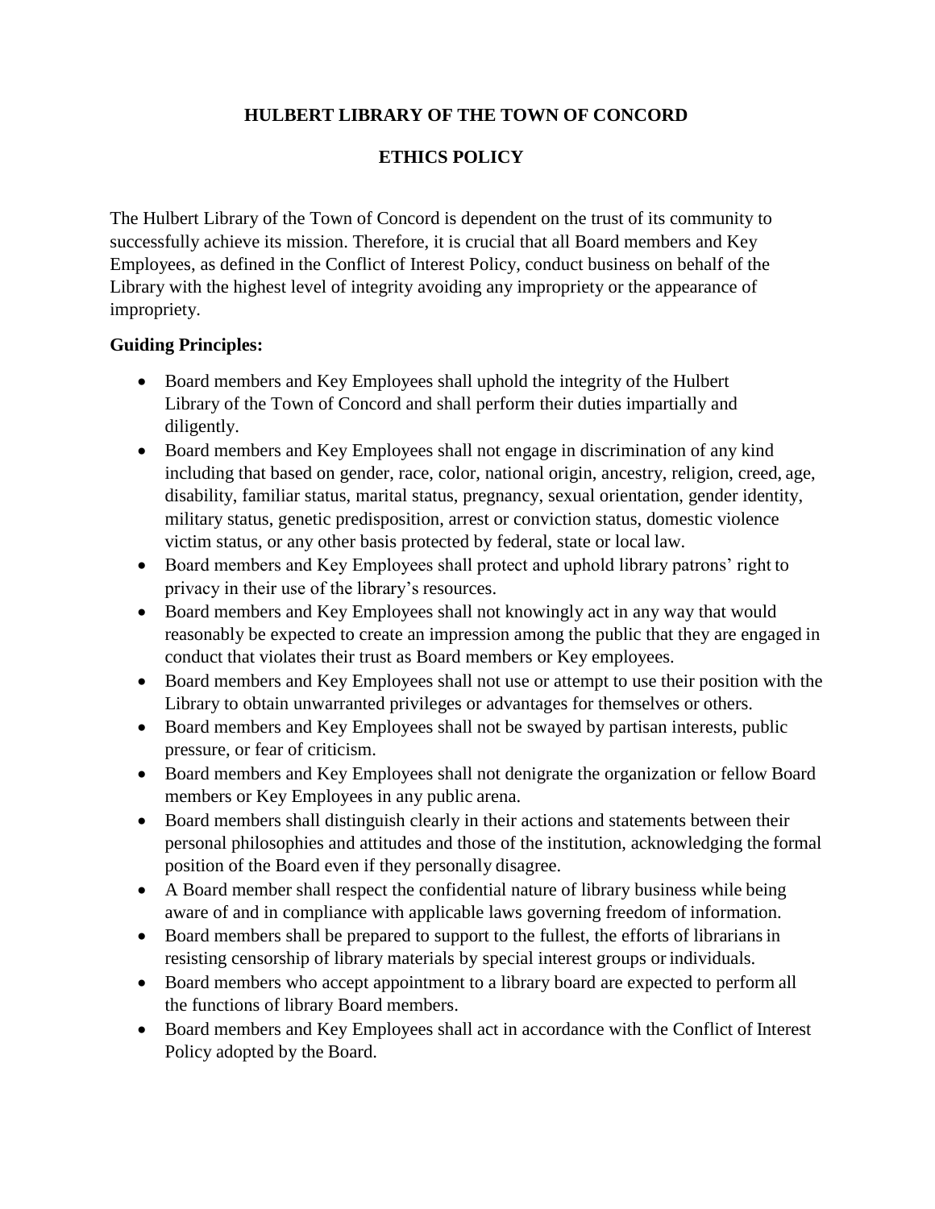# HULBERT LIBRARY OF THE TOWN OF CONCORD

## ETHICS POLICY

The Hulbert Library of the Town of Concord is dependent on the trust of its community to successfully achieve its mission. Therefore, it is crucial that all Board members and Key Employees, as defined in the Conflict of Interest Policy, conduct business on behalf of the Library with the highest level of integrity avoiding any impropriety or the appearance of impropriety.

**Guiding Principles:**

- Board members and Key Employees shall uphold the integrity of the Hulbert Library of the Town of Concord and shall perform their duties impartially and diligently.
- Board members and Key Employees shall not engage in discrimination of any kind including that based on gender, race, color, national origin, ancestry, religion, creed, age, disability, familiar status, marital status, pregnancy, sexual orientation, gender identity, military status, genetic predisposition, arrest or conviction status, domestic violence victim status, or any other basis protected by federal, state or local law.
- Board members and Key Employees shall protect and uphold library patrons' right to privacy in their use of the library's resources.
- Board members and Key Employees shall not knowingly act in any way that would reasonably be expected to create an impression among the public that they are engaged in conduct that violates their trust as Board members or Key employees.
- Board members and Key Employees shall not use or attempt to use their position with the Library to obtain unwarranted privileges or advantages for themselves or others.
- Board members and Key Employees shall not be swayed by partisan interests, public pressure, or fear of criticism.
- Board members and Key Employees shall not denigrate the organization or fellow Board members or Key Employees in any public arena.
- Board members shall distinguish clearly in their actions and statements between their personal philosophies and attitudes and those of the institution, acknowledging the formal position of the Board even if they personally disagree.
- A Board member shall respect the confidential nature of library business while being aware of and in compliance with applicable laws governing freedom of information.
- Board members shall be prepared to support to the fullest, the efforts of librarians in resisting censorship of library materials by special interest groups or individuals.
- Board members who accept appointment to a library board are expected to perform all the functions of library Board members.
- Board members and Key Employees shall act in accordance with the Conflict of Interest Policy adopted by the Board.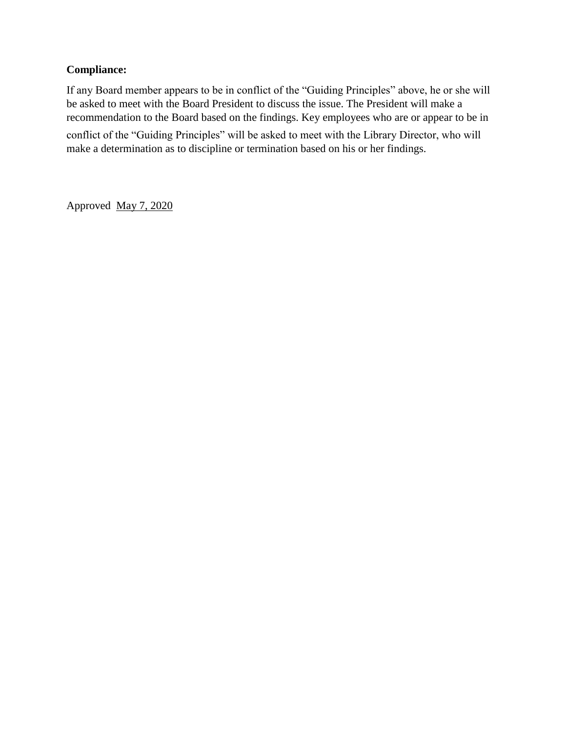**Compliance:**

If any Board member appears to be in conflict of the "Guiding Principles" above, he or she will be asked to meet with the Board President to discuss the issue. The President will make a recommendation to the Board based on the findings. Key employees who are or appear to be in conflict of the "Guiding Principles" will be asked to meet with the Library Director, who will make a determination as to discipline or termination based on his or her findings.

Approved May 7, 2020